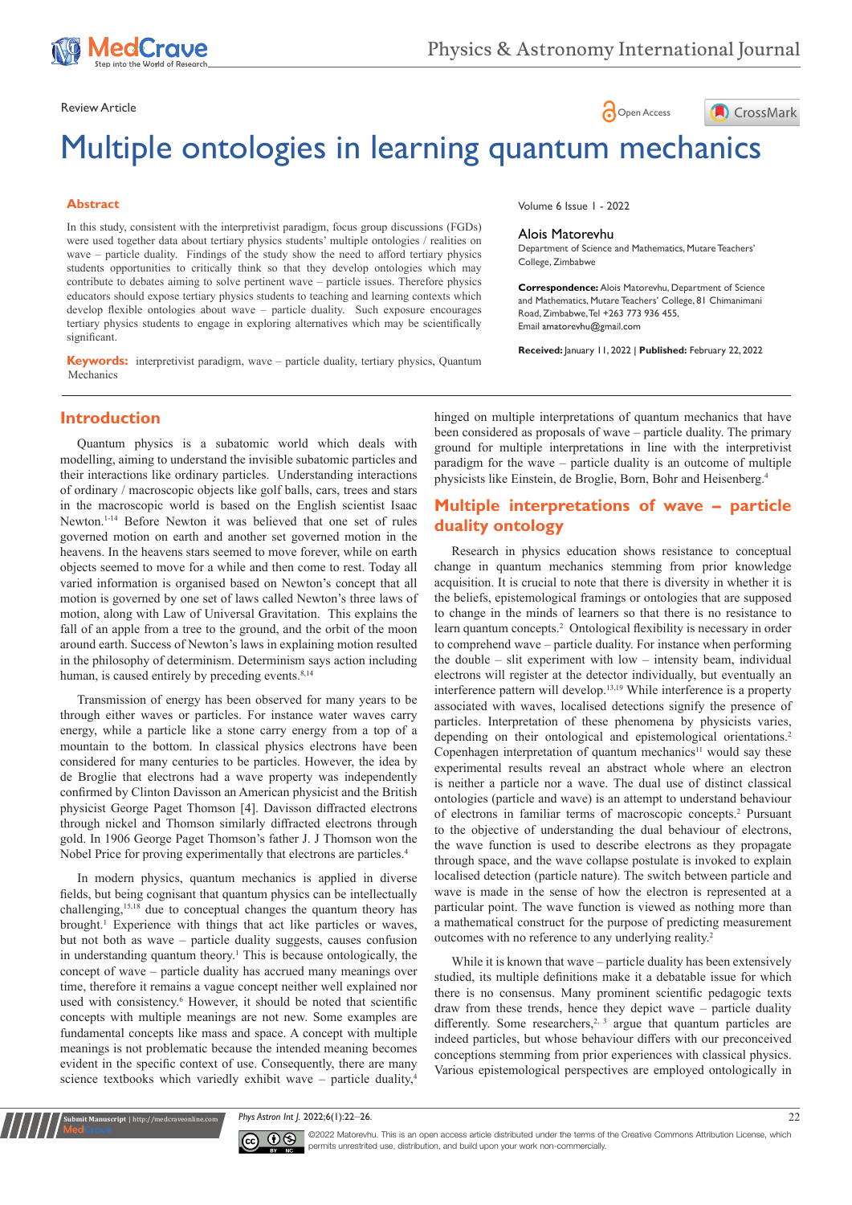Review Article

# Multiple ontologies in learning quantum mechanics

## Abstract

In this study, consistent with the interpretivist paradigm, focus group discussions (FGDs) were used together data about tertiary physics students' multiple ontologies / realities on wave – particle duality. Findings of the study show the need to afford tertiary physics students opportunities to critically think so that they develop ontologies which may contribute to debates aiming to solve pertinent wave – particle issues. Therefore physics educators should expose tertiary physics students to teaching and learning contexts which develop flexible ontologies about wave – particle duality. Such exposure encourages tertiary physics students to engage in exploring alternatives which may be scientifically significant.

**Keywords:** interpretivist paradigm, wave – particle duality, tertiary physics, Quantum Mechanics

Volume 6 Issue 1 - 2022

Alois Matorevhu

Department of Science and Mathematics, Mutare Teachers' College, Zimbabwe

**Correspondence:** Alois Matorevhu, Department of Science and Mathematics, Mutare Teachers' College, 81 Chimanimani Road, Zimbabwe, Tel +263 773 936 455, Email amatorevhu@gmail.com

**Received:** January 11, 2022 | **Published:** February 22, 2022

## Introduction

Quantum physics is a subatomic world which deals with modelling, aiming to understand the invisible subatomic particles and their interactions like ordinary particles. Understanding interactions of ordinary / macroscopic objects like golf balls, cars, trees and stars in the macroscopic world is based on the English scientist Isaac Newton.[1-14] Before Newton it was believed that one set of rules governed motion on earth and another set governed motion in the heavens. In the heavens stars seemed to move forever, while on earth objects seemed to move for a while and then come to rest. Today all varied information is organised based on Newton's concept that all motion is governed by one set of laws called Newton's three laws of motion, along with Law of Universal Gravitation. This explains the fall of an apple from a tree to the ground, and the orbit of the moon around earth. Success of Newton's laws in explaining motion resulted in the philosophy of determinism. Determinism says action including human, is caused entirely by preceding events.[8,14]

Transmission of energy has been observed for many years to be through either waves or particles. For instance water waves carry energy, while a particle like a stone carry energy from a top of a mountain to the bottom. In classical physics electrons have been considered for many centuries to be particles. However, the idea by de Broglie that electrons had a wave property was independently confirmed by Clinton Davisson an American physicist and the British physicist George Paget Thomson [4]. Davisson diffracted electrons through nickel and Thomson similarly diffracted electrons through gold. In 1906 George Paget Thomson's father J. J Thomson won the Nobel Price for proving experimentally that electrons are particles.[4]

In modern physics, quantum mechanics is applied in diverse fields, but being cognisant that quantum physics can be intellectually challenging,[15,18] due to conceptual changes the quantum theory has brought.[1] Experience with things that act like particles or waves, but not both as wave – particle duality suggests, causes confusion in understanding quantum theory.[1] This is because ontologically, the concept of wave – particle duality has accrued many meanings over time, therefore it remains a vague concept neither well explained nor used with consistency.[6] However, it should be noted that scientific concepts with multiple meanings are not new. Some examples are fundamental concepts like mass and space. A concept with multiple meanings is not problematic because the intended meaning becomes evident in the specific context of use. Consequently, there are many science textbooks which variedly exhibit wave – particle duality,[4] hinged on multiple interpretations of quantum mechanics that have been considered as proposals of wave – particle duality. The primary ground for multiple interpretations in line with the interpretivist paradigm for the wave – particle duality is an outcome of multiple physicists like Einstein, de Broglie, Born, Bohr and Heisenberg.[4]

## Multiple interpretations of wave – particle duality ontology

Research in physics education shows resistance to conceptual change in quantum mechanics stemming from prior knowledge acquisition. It is crucial to note that there is diversity in whether it is the beliefs, epistemological framings or ontologies that are supposed to change in the minds of learners so that there is no resistance to learn quantum concepts.[2] Ontological flexibility is necessary in order to comprehend wave – particle duality. For instance when performing the double – slit experiment with low – intensity beam, individual electrons will register at the detector individually, but eventually an interference pattern will develop.[13,19] While interference is a property associated with waves, localised detections signify the presence of particles. Interpretation of these phenomena by physicists varies, depending on their ontological and epistemological orientations.[2] Copenhagen interpretation of quantum mechanics[11] would say these experimental results reveal an abstract whole where an electron is neither a particle nor a wave. The dual use of distinct classical ontologies (particle and wave) is an attempt to understand behaviour of electrons in familiar terms of macroscopic concepts.[2] Pursuant to the objective of understanding the dual behaviour of electrons, the wave function is used to describe electrons as they propagate through space, and the wave collapse postulate is invoked to explain localised detection (particle nature). The switch between particle and wave is made in the sense of how the electron is represented at a particular point. The wave function is viewed as nothing more than a mathematical construct for the purpose of predicting measurement outcomes with no reference to any underlying reality.[2]

While it is known that wave – particle duality has been extensively studied, its multiple definitions make it a debatable issue for which there is no consensus. Many prominent scientific pedagogic texts draw from these trends, hence they depict wave – particle duality differently. Some researchers,[2,3] argue that quantum particles are indeed particles, but whose behaviour differs with our preconceived conceptions stemming from prior experiences with classical physics. Various epistemological perspectives are employed ontologically in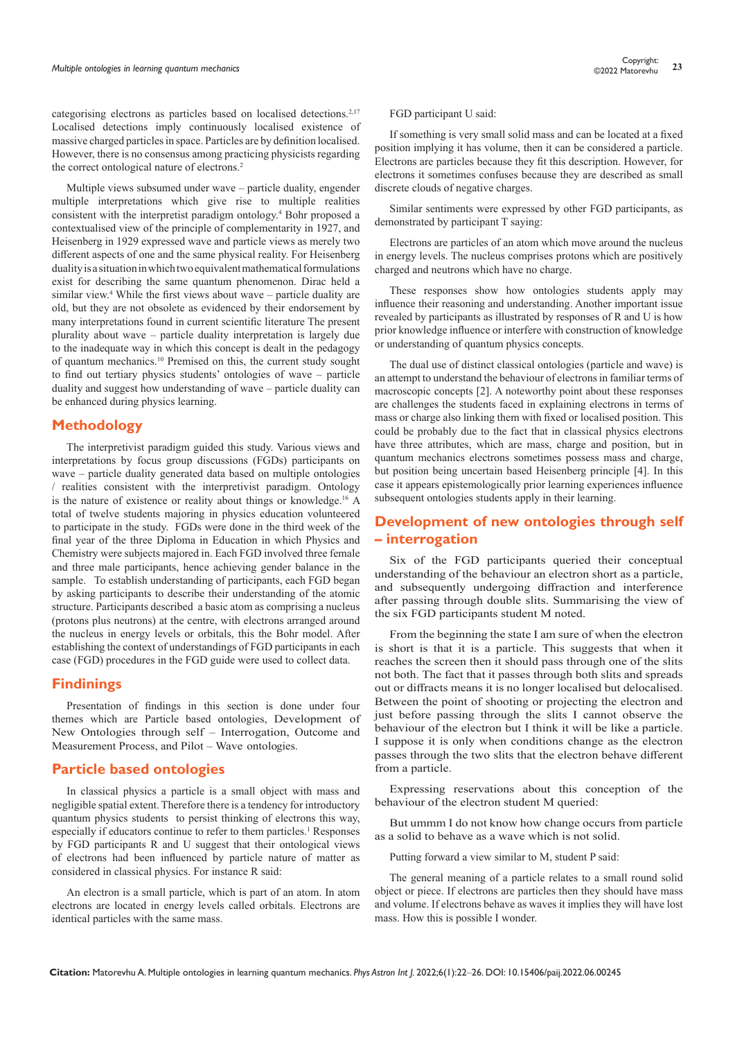categorising electrons as particles based on localised detections.[2,17] Localised detections imply continuously localised existence of massive charged particles in space. Particles are by definition localised. However, there is no consensus among practicing physicists regarding the correct ontological nature of electrons.[2]

Multiple views subsumed under wave – particle duality, engender multiple interpretations which give rise to multiple realities consistent with the interpretist paradigm ontology.[4] Bohr proposed a contextualised view of the principle of complementarity in 1927, and Heisenberg in 1929 expressed wave and particle views as merely two different aspects of one and the same physical reality. For Heisenberg duality is a situation in which two equivalent mathematical formulations exist for describing the same quantum phenomenon. Dirac held a similar view.[4] While the first views about wave – particle duality are old, but they are not obsolete as evidenced by their endorsement by many interpretations found in current scientific literature The present plurality about wave – particle duality interpretation is largely due to the inadequate way in which this concept is dealt in the pedagogy of quantum mechanics.[10] Premised on this, the current study sought to find out tertiary physics students' ontologies of wave – particle duality and suggest how understanding of wave – particle duality can be enhanced during physics learning.

## Methodology

The interpretivist paradigm guided this study. Various views and interpretations by focus group discussions (FGDs) participants on wave – particle duality generated data based on multiple ontologies / realities consistent with the interpretivist paradigm. Ontology is the nature of existence or reality about things or knowledge.[16] A total of twelve students majoring in physics education volunteered to participate in the study. FGDs were done in the third week of the final year of the three Diploma in Education in which Physics and Chemistry were subjects majored in. Each FGD involved three female and three male participants, hence achieving gender balance in the sample. To establish understanding of participants, each FGD began by asking participants to describe their understanding of the atomic structure. Participants described a basic atom as comprising a nucleus (protons plus neutrons) at the centre, with electrons arranged around the nucleus in energy levels or orbitals, this the Bohr model. After establishing the context of understandings of FGD participants in each case (FGD) procedures in the FGD guide were used to collect data.

## Findings

Presentation of findings in this section is done under four themes which are Particle based ontologies, Development of New Ontologies through self – Interrogation, Outcome and Measurement Process, and Pilot – Wave ontologies.

## Particle based ontologies

In classical physics a particle is a small object with mass and negligible spatial extent. Therefore there is a tendency for introductory quantum physics students to persist thinking of electrons this way, especially if educators continue to refer to them particles.[1] Responses by FGD participants R and U suggest that their ontological views of electrons had been influenced by particle nature of matter as considered in classical physics. For instance R said:

An electron is a small particle, which is part of an atom. In atom electrons are located in energy levels called orbitals. Electrons are identical particles with the same mass.

FGD participant U said:

If something is very small solid mass and can be located at a fixed position implying it has volume, then it can be considered a particle. Electrons are particles because they fit this description. However, for electrons it sometimes confuses because they are described as small discrete clouds of negative charges.

Similar sentiments were expressed by other FGD participants, as demonstrated by participant T saying:

Electrons are particles of an atom which move around the nucleus in energy levels. The nucleus comprises protons which are positively charged and neutrons which have no charge.

These responses show how ontologies students apply may influence their reasoning and understanding. Another important issue revealed by participants as illustrated by responses of R and U is how prior knowledge influence or interfere with construction of knowledge or understanding of quantum physics concepts.

The dual use of distinct classical ontologies (particle and wave) is an attempt to understand the behaviour of electrons in familiar terms of macroscopic concepts [2]. A noteworthy point about these responses are challenges the students faced in explaining electrons in terms of mass or charge also linking them with fixed or localised position. This could be probably due to the fact that in classical physics electrons have three attributes, which are mass, charge and position, but in quantum mechanics electrons sometimes possess mass and charge, but position being uncertain based Heisenberg principle [4]. In this case it appears epistemologically prior learning experiences influence subsequent ontologies students apply in their learning.

## Development of new ontologies through self – interrogation

Six of the FGD participants queried their conceptual understanding of the behaviour an electron short as a particle, and subsequently undergoing diffraction and interference after passing through double slits. Summarising the view of the six FGD participants student M noted.

From the beginning the state I am sure of when the electron is short is that it is a particle. This suggests that when it reaches the screen then it should pass through one of the slits not both. The fact that it passes through both slits and spreads out or diffracts means it is no longer localised but delocalised. Between the point of shooting or projecting the electron and just before passing through the slits I cannot observe the behaviour of the electron but I think it will be like a particle. I suppose it is only when conditions change as the electron passes through the two slits that the electron behave different from a particle.

Expressing reservations about this conception of the behaviour of the electron student M queried:

But ummm I do not know how change occurs from particle as a solid to behave as a wave which is not solid.

Putting forward a view similar to M, student P said:

The general meaning of a particle relates to a small round solid object or piece. If electrons are particles then they should have mass and volume. If electrons behave as waves it implies they will have lost mass. How this is possible I wonder.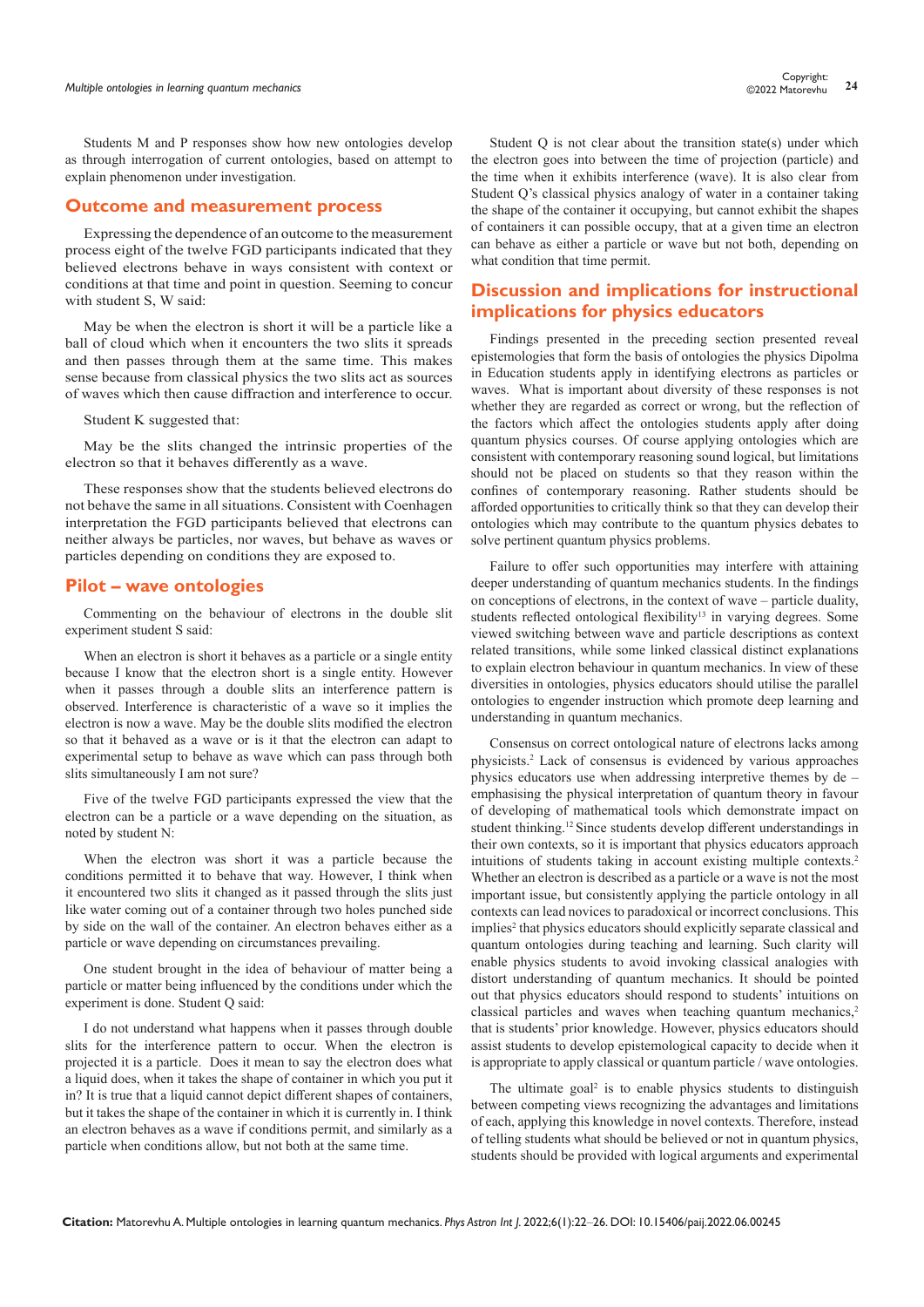Students M and P responses show how new ontologies develop as through interrogation of current ontologies, based on attempt to explain phenomenon under investigation.

## Outcome and measurement process

Expressing the dependence of an outcome to the measurement process eight of the twelve FGD participants indicated that they believed electrons behave in ways consistent with context or conditions at that time and point in question. Seeming to concur with student S, W said:

May be when the electron is short it will be a particle like a ball of cloud which when it encounters the two slits it spreads and then passes through them at the same time. This makes sense because from classical physics the two slits act as sources of waves which then cause diffraction and interference to occur.

Student K suggested that:

May be the slits changed the intrinsic properties of the electron so that it behaves differently as a wave.

These responses show that the students believed electrons do not behave the same in all situations. Consistent with Coenhagen interpretation the FGD participants believed that electrons can neither always be particles, nor waves, but behave as waves or particles depending on conditions they are exposed to.

## Pilot – wave ontologies

Commenting on the behaviour of electrons in the double slit experiment student S said:

When an electron is short it behaves as a particle or a single entity because I know that the electron short is a single entity. However when it passes through a double slits an interference pattern is observed. Interference is characteristic of a wave so it implies the electron is now a wave. May be the double slits modified the electron so that it behaved as a wave or is it that the electron can adapt to experimental setup to behave as wave which can pass through both slits simultaneously I am not sure?

Five of the twelve FGD participants expressed the view that the electron can be a particle or a wave depending on the situation, as noted by student N:

When the electron was short it was a particle because the conditions permitted it to behave that way. However, I think when it encountered two slits it changed as it passed through the slits just like water coming out of a container through two holes punched side by side on the wall of the container. An electron behaves either as a particle or wave depending on circumstances prevailing.

One student brought in the idea of behaviour of matter being a particle or matter being influenced by the conditions under which the experiment is done. Student Q said:

I do not understand what happens when it passes through double slits for the interference pattern to occur. When the electron is projected it is a particle. Does it mean to say the electron does what a liquid does, when it takes the shape of container in which you put it in? It is true that a liquid cannot depict different shapes of containers, but it takes the shape of the container in which it is currently in. I think an electron behaves as a wave if conditions permit, and similarly as a particle when conditions allow, but not both at the same time.

Student Q is not clear about the transition state(s) under which the electron goes into between the time of projection (particle) and the time when it exhibits interference (wave). It is also clear from Student Q's classical physics analogy of water in a container taking the shape of the container it occupying, but cannot exhibit the shapes of containers it can possible occupy, that at a given time an electron can behave as either a particle or wave but not both, depending on what condition that time permit.

## Discussion and implications for instructional implications for physics educators

Findings presented in the preceding section presented reveal epistemologies that form the basis of ontologies the physics Dipolma in Education students apply in identifying electrons as particles or waves. What is important about diversity of these responses is not whether they are regarded as correct or wrong, but the reflection of the factors which affect the ontologies students apply after doing quantum physics courses. Of course applying ontologies which are consistent with contemporary reasoning sound logical, but limitations should not be placed on students so that they reason within the confines of contemporary reasoning. Rather students should be afforded opportunities to critically think so that they can develop their ontologies which may contribute to the quantum physics debates to solve pertinent quantum physics problems.

Failure to offer such opportunities may interfere with attaining deeper understanding of quantum mechanics students. In the findings on conceptions of electrons, in the context of wave – particle duality, students reflected ontological flexibility[13] in varying degrees. Some viewed switching between wave and particle descriptions as context related transitions, while some linked classical distinct explanations to explain electron behaviour in quantum mechanics. In view of these diversities in ontologies, physics educators should utilise the parallel ontologies to engender instruction which promote deep learning and understanding in quantum mechanics.

Consensus on correct ontological nature of electrons lacks among physicists.[2] Lack of consensus is evidenced by various approaches physics educators use when addressing interpretive themes by de – emphasising the physical interpretation of quantum theory in favour of developing of mathematical tools which demonstrate impact on student thinking.[12] Since students develop different understandings in their own contexts, so it is important that physics educators approach intuitions of students taking in account existing multiple contexts.[2] Whether an electron is described as a particle or a wave is not the most important issue, but consistently applying the particle ontology in all contexts can lead novices to paradoxical or incorrect conclusions. This implies[2] that physics educators should explicitly separate classical and quantum ontologies during teaching and learning. Such clarity will enable physics students to avoid invoking classical analogies with distort understanding of quantum mechanics. It should be pointed out that physics educators should respond to students' intuitions on classical particles and waves when teaching quantum mechanics,[2] that is students' prior knowledge. However, physics educators should assist students to develop epistemological capacity to decide when it is appropriate to apply classical or quantum particle / wave ontologies.

The ultimate goal[2] is to enable physics students to distinguish between competing views recognizing the advantages and limitations of each, applying this knowledge in novel contexts. Therefore, instead of telling students what should be believed or not in quantum physics, students should be provided with logical arguments and experimental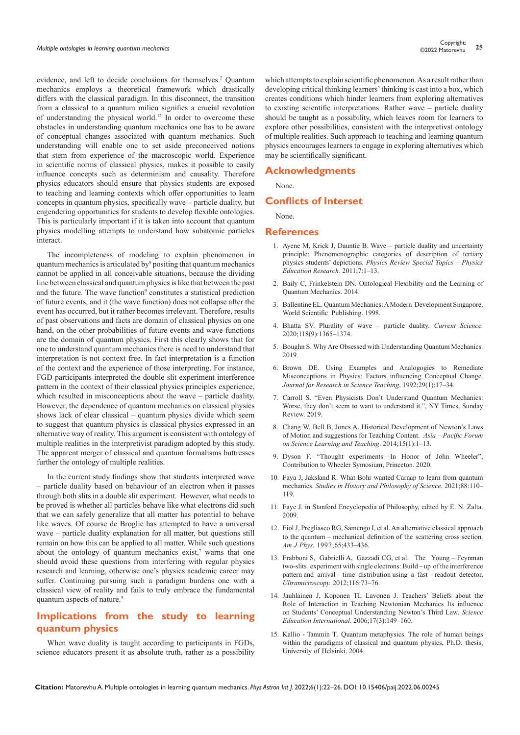evidence, and left to decide conclusions for themselves.[2] Quantum mechanics employs a theoretical framework which drastically differs with the classical paradigm. In this disconnect, the transition from a classical to a quantum milieu signifies a crucial revolution of understanding the physical world.[12] In order to overcome these obstacles in understanding quantum mechanics one has to be aware of conceptual changes associated with quantum mechanics. Such understanding will enable one to set aside preconceived notions that stem from experience of the macroscopic world. Experience in scientific norms of classical physics, makes it possible to easily influence concepts such as determinism and causality. Therefore physics educators should ensure that physics students are exposed to teaching and learning contexts which offer opportunities to learn concepts in quantum physics, specifically wave – particle duality, but engendering opportunities for students to develop flexible ontologies. This is particularly important if it is taken into account that quantum physics modelling attempts to understand how subatomic particles interact.

The incompleteness of modeling to explain phenomenon in quantum mechanics is articulated by[9] positing that quantum mechanics cannot be applied in all conceivable situations, because the dividing line between classical and quantum physics is like that between the past and the future. The wave function[9] constitutes a statistical prediction of future events, and it (the wave function) does not collapse after the event has occurred, but it rather becomes irrelevant. Therefore, results of past observations and facts are domain of classical physics on one hand, on the other probabilities of future events and wave functions are the domain of quantum physics. First this clearly shows that for one to understand quantum mechanics there is need to understand that interpretation is not context free. In fact interpretation is a function of the context and the experience of those interpreting. For instance, FGD participants interpreted the double slit experiment interference pattern in the context of their classical physics principles experience, which resulted in misconceptions about the wave – particle duality. However, the dependence of quantum mechanics on classical physics shows lack of clear classical – quantum physics divide which seem to suggest that quantum physics is classical physics expressed in an alternative way of reality. This argument is consistent with ontology of multiple realities in the interpretivist paradigm adopted by this study. The apparent merger of classical and quantum formalisms buttresses further the ontology of multiple realities.

In the current study findings show that students interpreted wave – particle duality based on behaviour of an electron when it passes through both slits in a double slit experiment. However, what needs to be proved is whether all particles behave like what electrons did such that we can safely generalize that all matter has potential to behave like waves. Of course de Broglie has attempted to have a universal wave – particle duality explanation for all matter, but questions still remain on how this can be applied to all matter. While such questions about the ontology of quantum mechanics exist,[7] warns that one should avoid these questions from interfering with regular physics research and learning, otherwise one's physics academic career may suffer. Continuing pursuing such a paradigm burdens one with a classical view of reality and fails to truly embrace the fundamental quantum aspects of nature.[5]

## Implications from the study to learning quantum physics

When wave duality is taught according to participants in FGDs, science educators present it as absolute truth, rather as a possibility which attempts to explain scientific phenomenon. As a result rather than developing critical thinking learners' thinking is cast into a box, which creates conditions which hinder learners from exploring alternatives to existing scientific interpretations. Rather wave – particle duality should be taught as a possibility, which leaves room for learners to explore other possibilities, consistent with the interpretivst ontology of multiple realities. Such approach to teaching and learning quantum physics encourages learners to engage in exploring alternatives which may be scientifically significant.

## Acknowledgments

None.

## Conflicts of Interset

None.

## References

1. Ayene M, Krick J, Dauntie B. Wave – particle duality and uncertainty principle: Phenomenographic categories of description of tertiary physics students' depictions. *Physics Review Special Topics – Physics Education Research*. 2011;7:1–13.
2. Baily C, Frinkelstein DN. Ontological Flexibility and the Learning of Quantum Mechanics. 2014.
3. Ballentine EL. Quantum Mechanics: A Modern Development Singapore, World Scientific Publishing. 1998.
4. Bhatta SV. Plurality of wave – particle duality. *Current Science.* 2020;118(9):1365–1374.
5. Boughn S. Why Are Obsessed with Understanding Quantum Mechanics. 2019.
6. Brown DE. Using Examples and Analogogies to Remediate Misconceptions in Physics: Factors influencing Conceptual Change. *Journal for Research in Science Teaching*, 1992;29(1):17–34.
7. Carroll S. "Even Physicists Don't Understand Quantum Mechanics: Worse, they don't seem to want to understand it.", NY Times, Sunday Review. 2019.
8. Chang W, Bell B, Jones A. Historical Development of Newton's Laws of Motion and suggestions for Teaching Content. *Asia – Pacific Forum on Science Learning and Teaching*. 2014;15(1):1–13.
9. Dyson F. "Thought experiments—In Honor of John Wheeler", Contribution to Wheeler Symosium, Princeton. 2020.
10. Faya J, Jaksland R. What Bohr wanted Carnap to learn from quantum mechanics. *Studies in History and Philosophy of Science.* 2021;88:110–119.
11. Faye J. in Stanford Encyclopedia of Philosophy, edited by E. N. Zalta. 2009.
12. Fiol J, Pregliasco RG, Samengo I, et al. An alternative classical approach to the quantum – mechanical definition of the scattering cross section. *Am J Phys.* 1997;65;433–436.
13. Frabboni S, Gabrielli A, Gazzadi CG, et al. The Young – Feynman two-slits experiment with single electrons: Build – up of the interference pattern and arrival – time distribution using a fast – readout detector, *Ultramicroscopy.* 2012;116:73–76.
14. Jauhlainen J, Koponen TI, Lavonen J. Teachers' Beliefs about the Role of Interaction in Teaching Newtonian Mechanics Its influence on Students' Conceptual Understanding Newton's Third Law. *Science Education International*. 2006;17(3):149–160.
15. Kallio - Tammin T. Quantum metaphysics. The role of human beings within the paradigms of classical and quantum physics, Ph.D. thesis, University of Helsinki. 2004.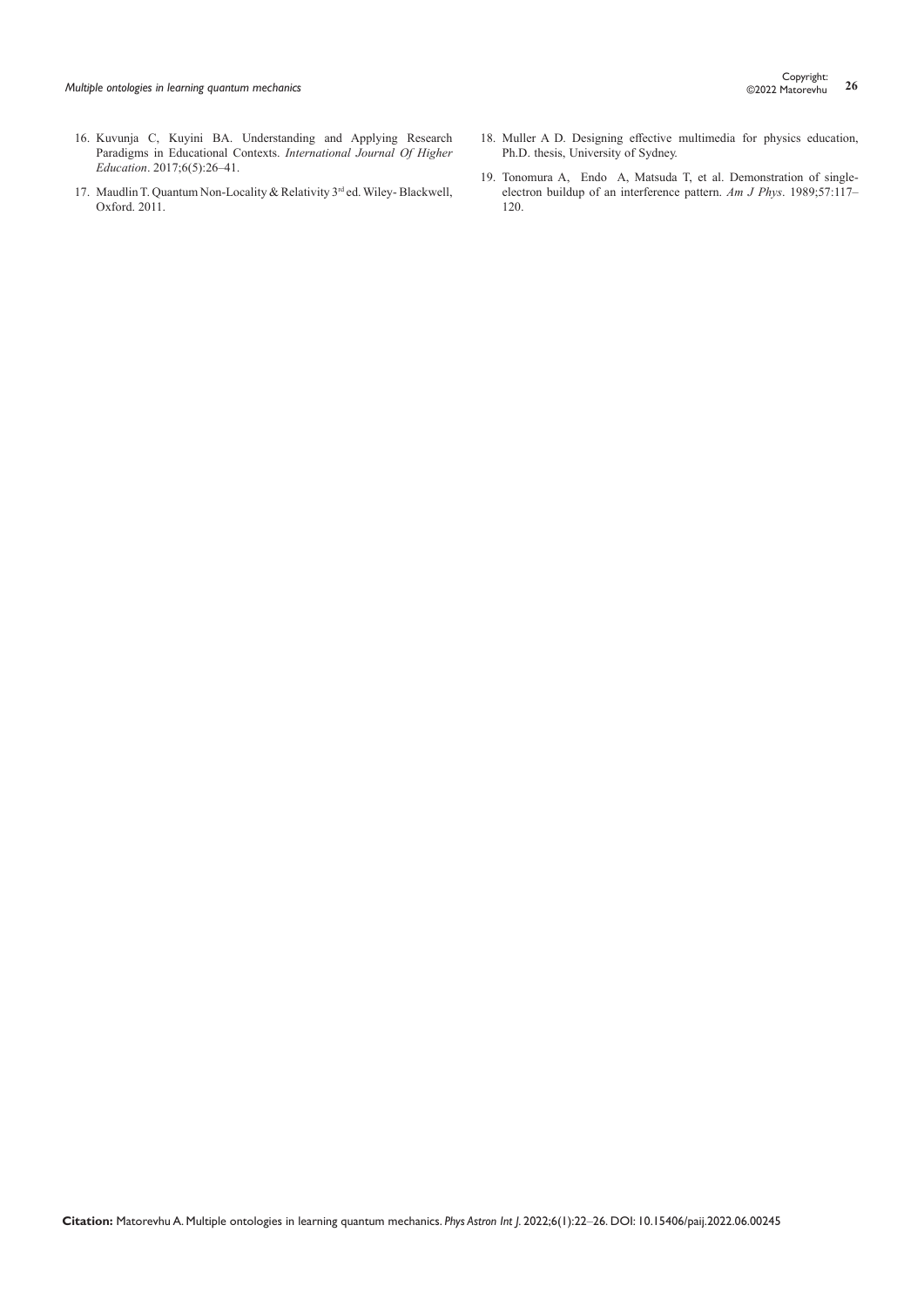16. Kuvunja C, Kuyini BA. Understanding and Applying Research Paradigms in Educational Contexts. *International Journal Of Higher Education*. 2017;6(5):26–41.

17. Maudlin T. Quantum Non-Locality & Relativity 3rd ed. Wiley- Blackwell, Oxford. 2011.

18. Muller A D. Designing effective multimedia for physics education, Ph.D. thesis, University of Sydney.

19. Tonomura A, Endo A, Matsuda T, et al. Demonstration of single-electron buildup of an interference pattern. *Am J Phys*. 1989;57:117–120.